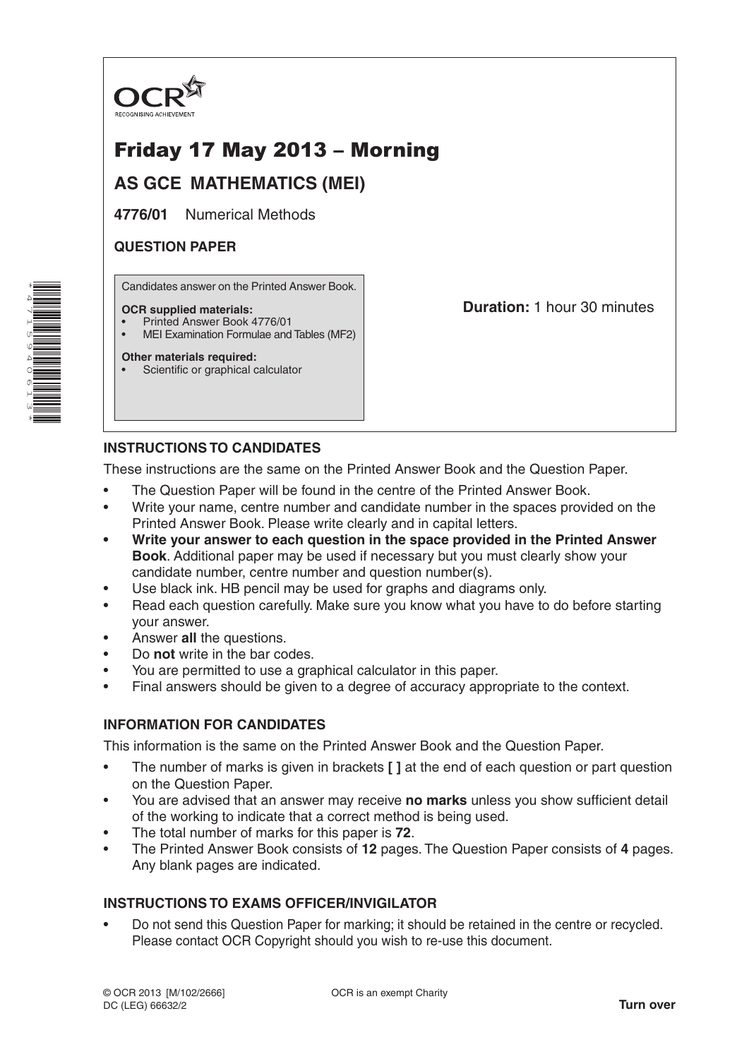OCR
RECOGNISING ACHIEVEMENT

# Friday 17 May 2013 – Morning

## AS GCE MATHEMATICS (MEI)

**4776/01** Numerical Methods

**QUESTION PAPER**

Candidates answer on the Printed Answer Book.

**OCR supplied materials:**
- Printed Answer Book 4776/01
- MEI Examination Formulae and Tables (MF2)

**Other materials required:**
- Scientific or graphical calculator

**Duration:** 1 hour 30 minutes

### INSTRUCTIONS TO CANDIDATES

These instructions are the same on the Printed Answer Book and the Question Paper.

- The Question Paper will be found in the centre of the Printed Answer Book.
- Write your name, centre number and candidate number in the spaces provided on the Printed Answer Book. Please write clearly and in capital letters.
- **Write your answer to each question in the space provided in the Printed Answer Book**. Additional paper may be used if necessary but you must clearly show your candidate number, centre number and question number(s).
- Use black ink. HB pencil may be used for graphs and diagrams only.
- Read each question carefully. Make sure you know what you have to do before starting your answer.
- Answer **all** the questions.
- Do **not** write in the bar codes.
- You are permitted to use a graphical calculator in this paper.
- Final answers should be given to a degree of accuracy appropriate to the context.

### INFORMATION FOR CANDIDATES

This information is the same on the Printed Answer Book and the Question Paper.

- The number of marks is given in brackets **[ ]** at the end of each question or part question on the Question Paper.
- You are advised that an answer may receive **no marks** unless you show sufficient detail of the working to indicate that a correct method is being used.
- The total number of marks for this paper is **72**.
- The Printed Answer Book consists of **12** pages. The Question Paper consists of **4** pages. Any blank pages are indicated.

### INSTRUCTIONS TO EXAMS OFFICER/INVIGILATOR

- Do not send this Question Paper for marking; it should be retained in the centre or recycled. Please contact OCR Copyright should you wish to re-use this document.

© OCR 2013 [M/102/2666]
DC (LEG) 66632/2

OCR is an exempt Charity

**Turn over**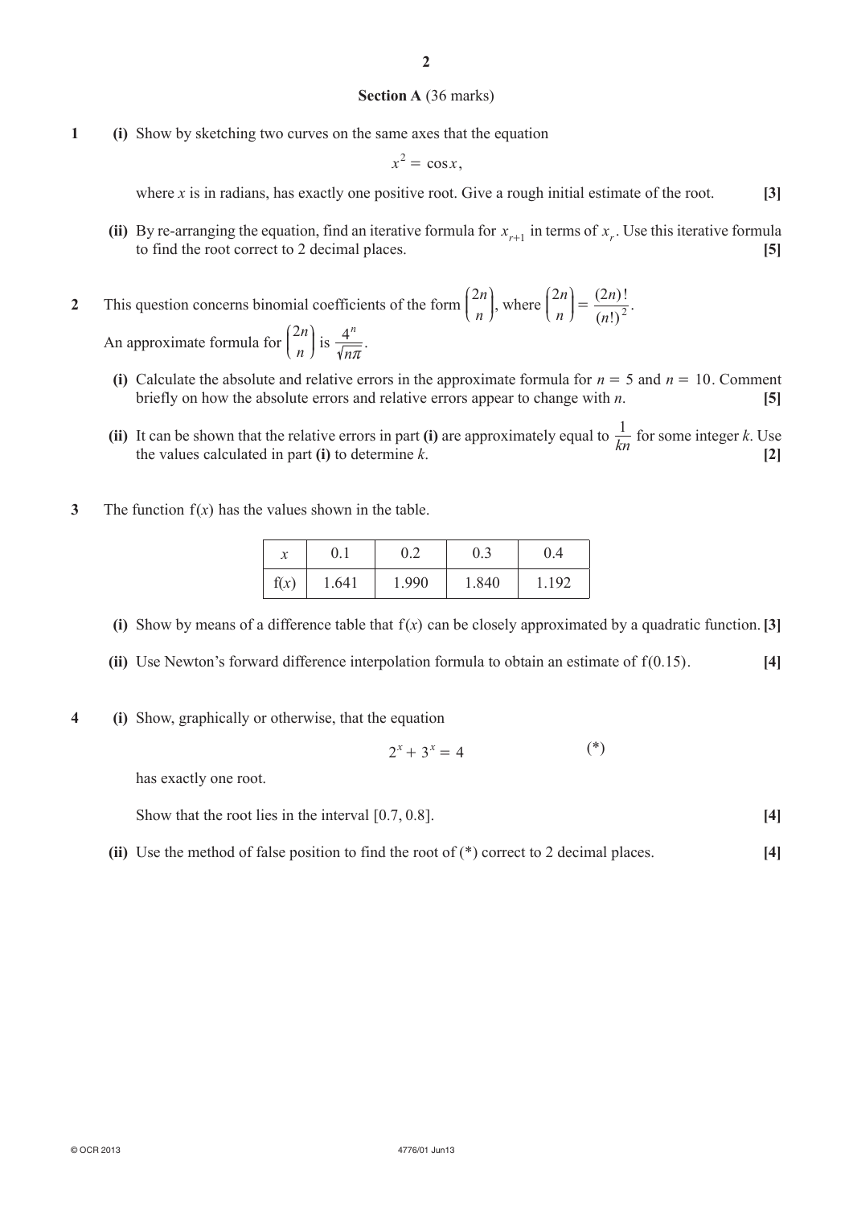## Section A (36 marks)

**1** **(i)** Show by sketching two curves on the same axes that the equation

$$x^2 = \cos x,$$

where $x$ is in radians, has exactly one positive root. Give a rough initial estimate of the root. **[3]**

**(ii)** By re-arranging the equation, find an iterative formula for $x_{r+1}$ in terms of $x_r$. Use this iterative formula to find the root correct to 2 decimal places. **[5]**

**2** This question concerns binomial coefficients of the form $\binom{2n}{n}$, where $\binom{2n}{n} = \frac{(2n)!}{(n!)^2}$.

An approximate formula for $\binom{2n}{n}$ is $\frac{4^n}{\sqrt{n\pi}}$.

**(i)** Calculate the absolute and relative errors in the approximate formula for $n = 5$ and $n = 10$. Comment briefly on how the absolute errors and relative errors appear to change with $n$. **[5]**

**(ii)** It can be shown that the relative errors in part **(i)** are approximately equal to $\frac{1}{kn}$ for some integer $k$. Use the values calculated in part **(i)** to determine $k$. **[2]**

**3** The function $f(x)$ has the values shown in the table.

| $x$ | 0.1 | 0.2 | 0.3 | 0.4 |
|---|---|---|---|---|
| $f(x)$ | 1.641 | 1.990 | 1.840 | 1.192 |

**(i)** Show by means of a difference table that $f(x)$ can be closely approximated by a quadratic function. **[3]**

**(ii)** Use Newton's forward difference interpolation formula to obtain an estimate of $f(0.15)$. **[4]**

**4** **(i)** Show, graphically or otherwise, that the equation

$$2^x + 3^x = 4 \qquad (*)$$

has exactly one root.

Show that the root lies in the interval [0.7, 0.8]. **[4]**

**(ii)** Use the method of false position to find the root of (*) correct to 2 decimal places. **[4]**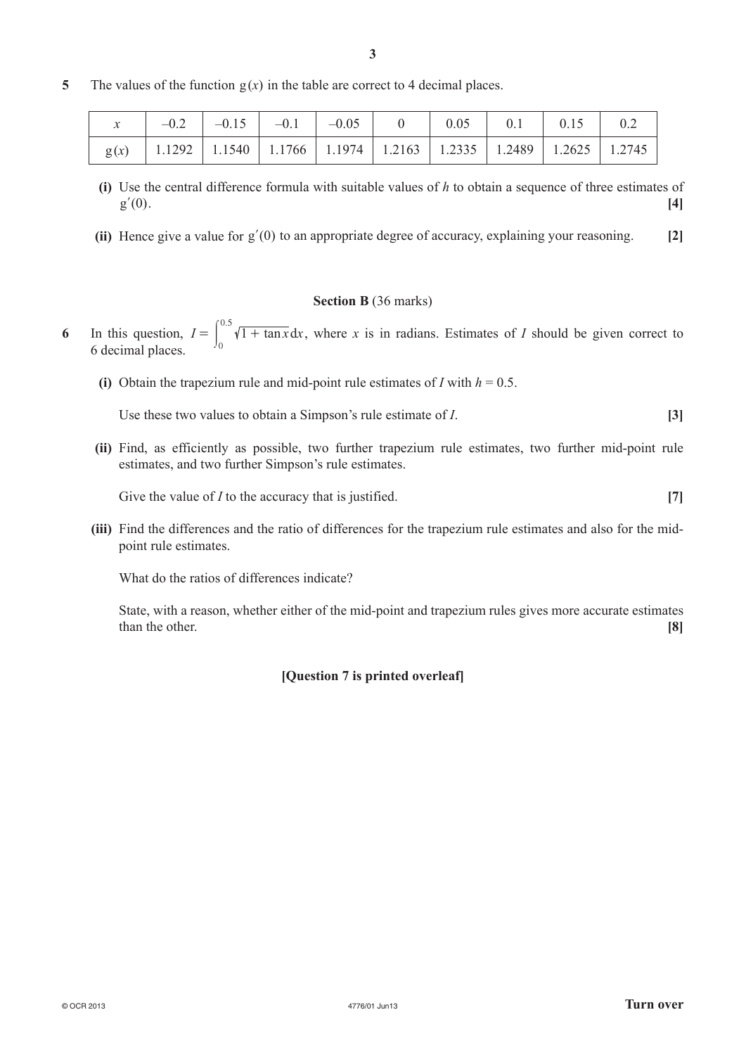**5** The values of the function $g(x)$ in the table are correct to 4 decimal places.

| $x$ | –0.2 | –0.15 | –0.1 | –0.05 | 0 | 0.05 | 0.1 | 0.15 | 0.2 |
|---|---|---|---|---|---|---|---|---|---|
| $g(x)$ | 1.1292 | 1.1540 | 1.1766 | 1.1974 | 1.2163 | 1.2335 | 1.2489 | 1.2625 | 1.2745 |

**(i)** Use the central difference formula with suitable values of $h$ to obtain a sequence of three estimates of $g'(0)$. **[4]**

**(ii)** Hence give a value for $g'(0)$ to an appropriate degree of accuracy, explaining your reasoning. **[2]**

## Section B (36 marks)

**6** In this question, $I = \int_0^{0.5} \sqrt{1 + \tan x}\, dx$, where $x$ is in radians. Estimates of $I$ should be given correct to 6 decimal places.

**(i)** Obtain the trapezium rule and mid-point rule estimates of $I$ with $h = 0.5$.

Use these two values to obtain a Simpson's rule estimate of $I$. **[3]**

**(ii)** Find, as efficiently as possible, two further trapezium rule estimates, two further mid-point rule estimates, and two further Simpson's rule estimates.

Give the value of $I$ to the accuracy that is justified. **[7]**

**(iii)** Find the differences and the ratio of differences for the trapezium rule estimates and also for the mid-point rule estimates.

What do the ratios of differences indicate?

State, with a reason, whether either of the mid-point and trapezium rules gives more accurate estimates than the other. **[8]**

**[Question 7 is printed overleaf]**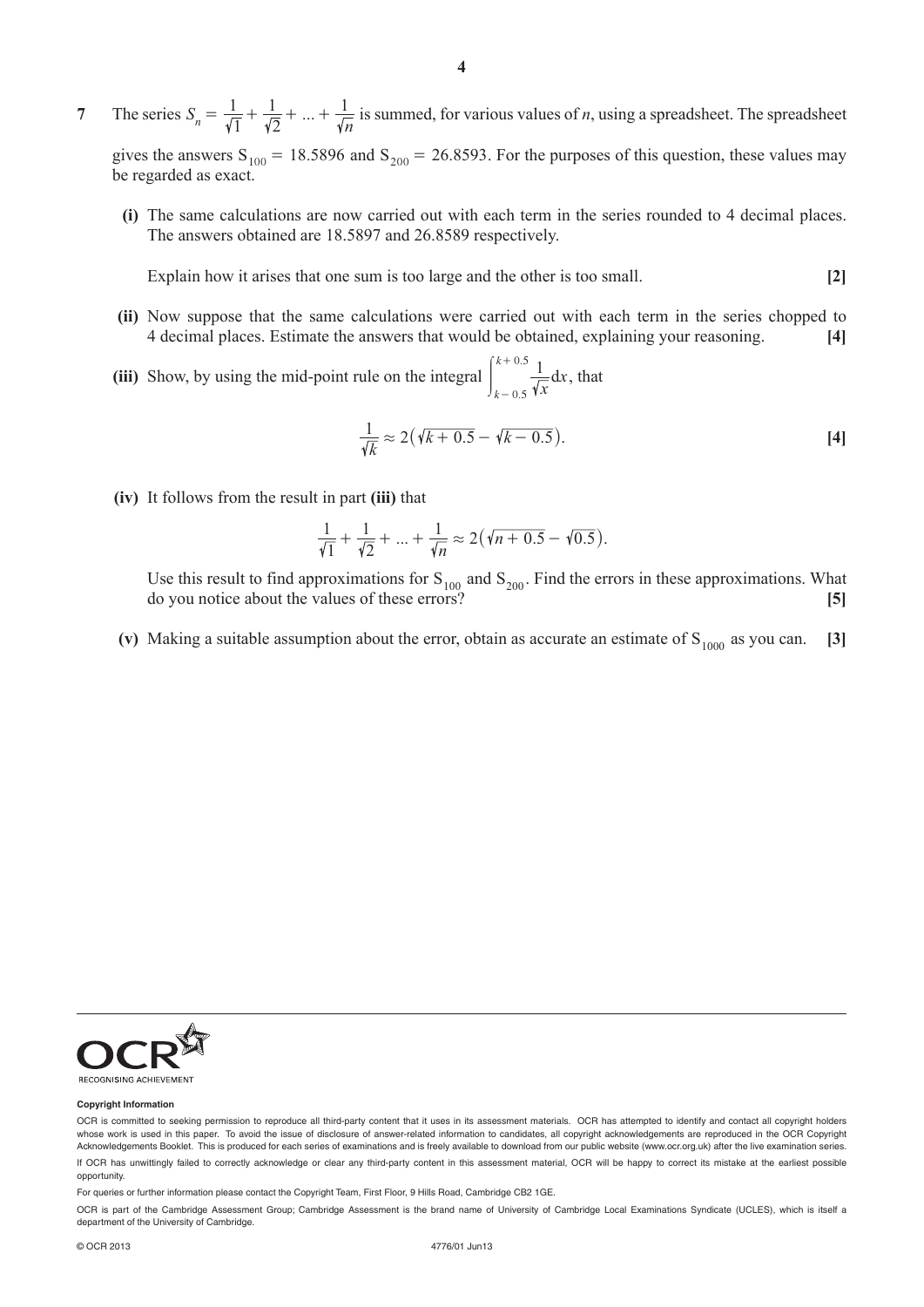**7** The series $S_n = \frac{1}{\sqrt{1}} + \frac{1}{\sqrt{2}} + \ldots + \frac{1}{\sqrt{n}}$ is summed, for various values of $n$, using a spreadsheet. The spreadsheet gives the answers $S_{100} = 18.5896$ and $S_{200} = 26.8593$. For the purposes of this question, these values may be regarded as exact.

**(i)** The same calculations are now carried out with each term in the series rounded to 4 decimal places. The answers obtained are 18.5897 and 26.8589 respectively.

Explain how it arises that one sum is too large and the other is too small. **[2]**

**(ii)** Now suppose that the same calculations were carried out with each term in the series chopped to 4 decimal places. Estimate the answers that would be obtained, explaining your reasoning. **[4]**

**(iii)** Show, by using the mid-point rule on the integral $\int_{k-0.5}^{k+0.5} \frac{1}{\sqrt{x}}\,\mathrm{d}x$, that

$$\frac{1}{\sqrt{k}} \approx 2\left(\sqrt{k+0.5} - \sqrt{k-0.5}\right).$$ **[4]**

**(iv)** It follows from the result in part **(iii)** that

$$\frac{1}{\sqrt{1}} + \frac{1}{\sqrt{2}} + \ldots + \frac{1}{\sqrt{n}} \approx 2\left(\sqrt{n+0.5} - \sqrt{0.5}\right).$$

Use this result to find approximations for $S_{100}$ and $S_{200}$. Find the errors in these approximations. What do you notice about the values of these errors? **[5]**

**(v)** Making a suitable assumption about the error, obtain as accurate an estimate of $S_{1000}$ as you can. **[3]**

**Copyright Information**

OCR is committed to seeking permission to reproduce all third-party content that it uses in its assessment materials. OCR has attempted to identify and contact all copyright holders whose work is used in this paper. To avoid the issue of disclosure of answer-related information to candidates, all copyright acknowledgements are reproduced in the OCR Copyright Acknowledgements Booklet. This is produced for each series of examinations and is freely available to download from our public website (www.ocr.org.uk) after the live examination series.

If OCR has unwittingly failed to correctly acknowledge or clear any third-party content in this assessment material, OCR will be happy to correct its mistake at the earliest possible opportunity.

For queries or further information please contact the Copyright Team, First Floor, 9 Hills Road, Cambridge CB2 1GE.

OCR is part of the Cambridge Assessment Group; Cambridge Assessment is the brand name of University of Cambridge Local Examinations Syndicate (UCLES), which is itself a department of the University of Cambridge.

© OCR 2013 4776/01 Jun13